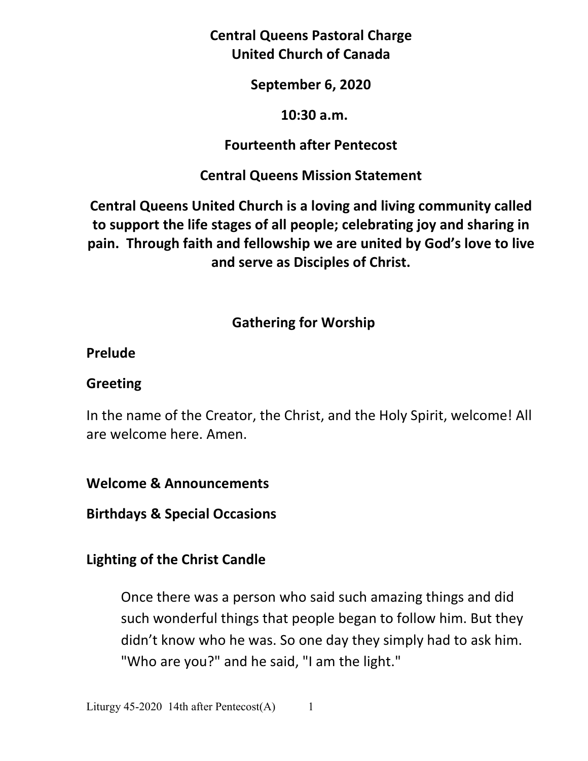# Central Queens Pastoral Charge
# United Church of Canada

**September 6, 2020**

**10:30 a.m.**

**Fourteenth after Pentecost**

## Central Queens Mission Statement

**Central Queens United Church is a loving and living community called to support the life stages of all people; celebrating joy and sharing in pain. Through faith and fellowship we are united by God's love to live and serve as Disciples of Christ.**

## Gathering for Worship

### Prelude

### Greeting

In the name of the Creator, the Christ, and the Holy Spirit, welcome! All are welcome here. Amen.

### Welcome & Announcements

### Birthdays & Special Occasions

### Lighting of the Christ Candle

> Once there was a person who said such amazing things and did such wonderful things that people began to follow him. But they didn't know who he was. So one day they simply had to ask him. "Who are you?" and he said, "I am the light."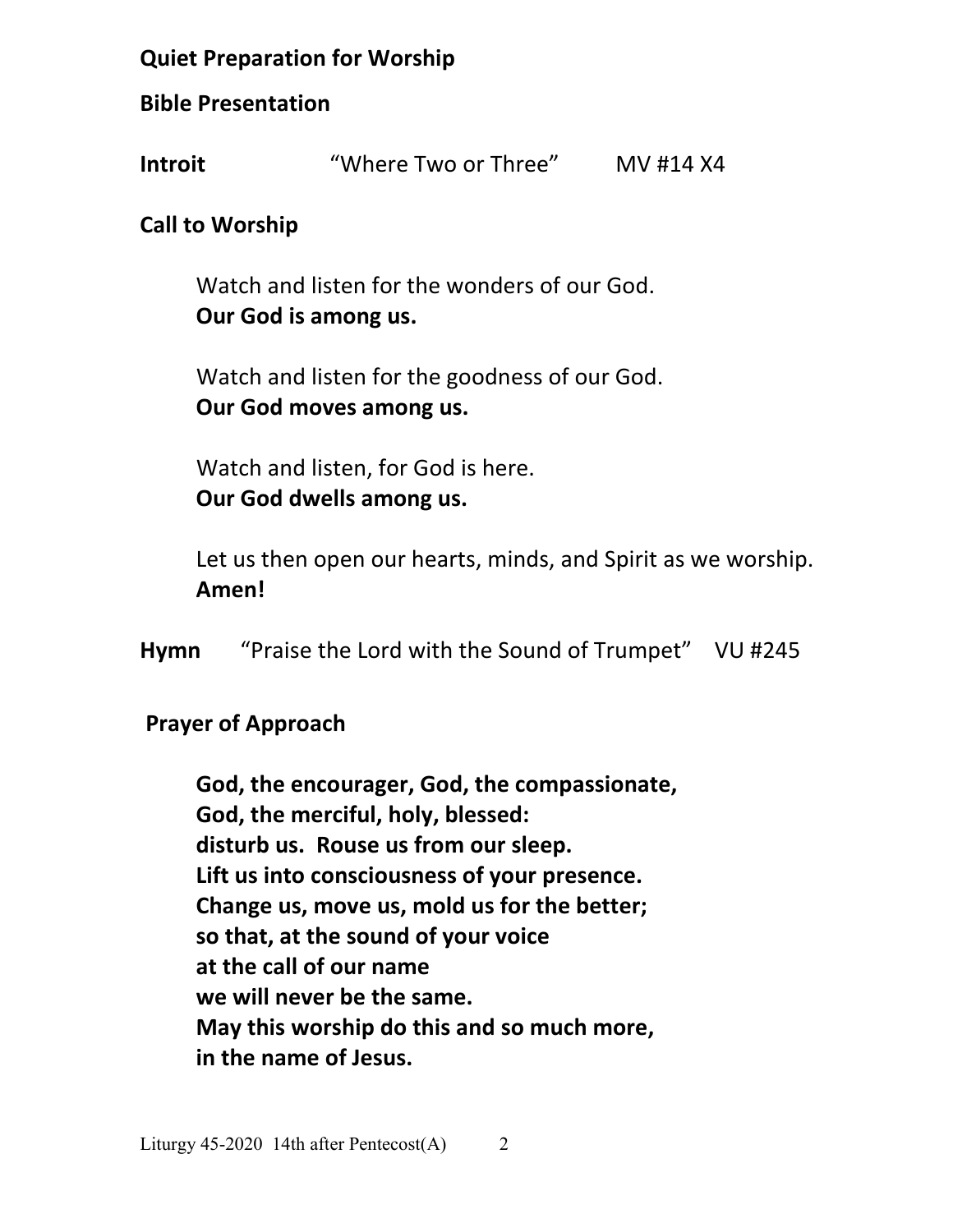**Quiet Preparation for Worship**

**Bible Presentation**

**Introit** “Where Two or Three” MV #14 X4

**Call to Worship**

Watch and listen for the wonders of our God.
**Our God is among us.**

Watch and listen for the goodness of our God.
**Our God moves among us.**

Watch and listen, for God is here.
**Our God dwells among us.**

Let us then open our hearts, minds, and Spirit as we worship.
**Amen!**

**Hymn** “Praise the Lord with the Sound of Trumpet” VU #245

**Prayer of Approach**

**God, the encourager, God, the compassionate,**
**God, the merciful, holy, blessed:**
**disturb us. Rouse us from our sleep.**
**Lift us into consciousness of your presence.**
**Change us, move us, mold us for the better;**
**so that, at the sound of your voice**
**at the call of our name**
**we will never be the same.**
**May this worship do this and so much more,**
**in the name of Jesus.**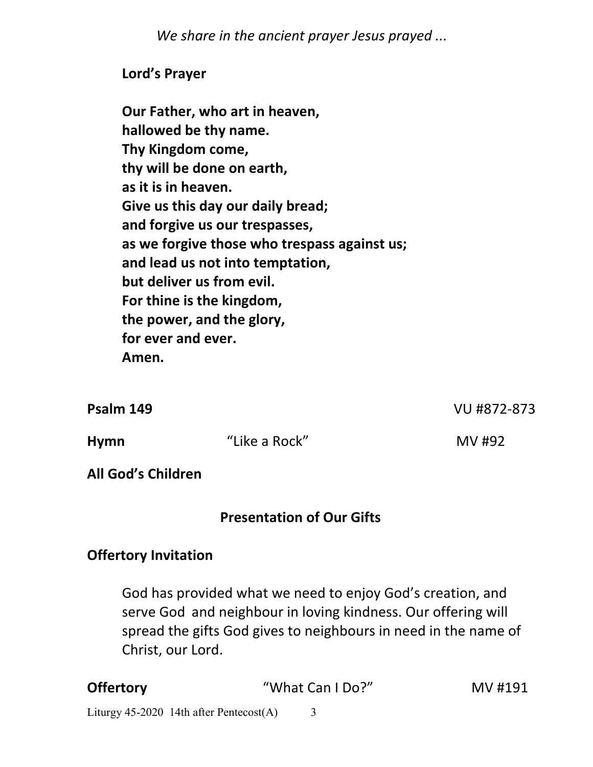*We share in the ancient prayer Jesus prayed ...*

**Lord's Prayer**

**Our Father, who art in heaven,**
**hallowed be thy name.**
**Thy Kingdom come,**
**thy will be done on earth,**
**as it is in heaven.**
**Give us this day our daily bread;**
**and forgive us our trespasses,**
**as we forgive those who trespass against us;**
**and lead us not into temptation,**
**but deliver us from evil.**
**For thine is the kingdom,**
**the power, and the glory,**
**for ever and ever.**
**Amen.**

**Psalm 149** VU #872-873

**Hymn** "Like a Rock" MV #92

**All God's Children**

## Presentation of Our Gifts

**Offertory Invitation**

God has provided what we need to enjoy God's creation, and serve God and neighbour in loving kindness. Our offering will spread the gifts God gives to neighbours in need in the name of Christ, our Lord.

**Offertory** "What Can I Do?" MV #191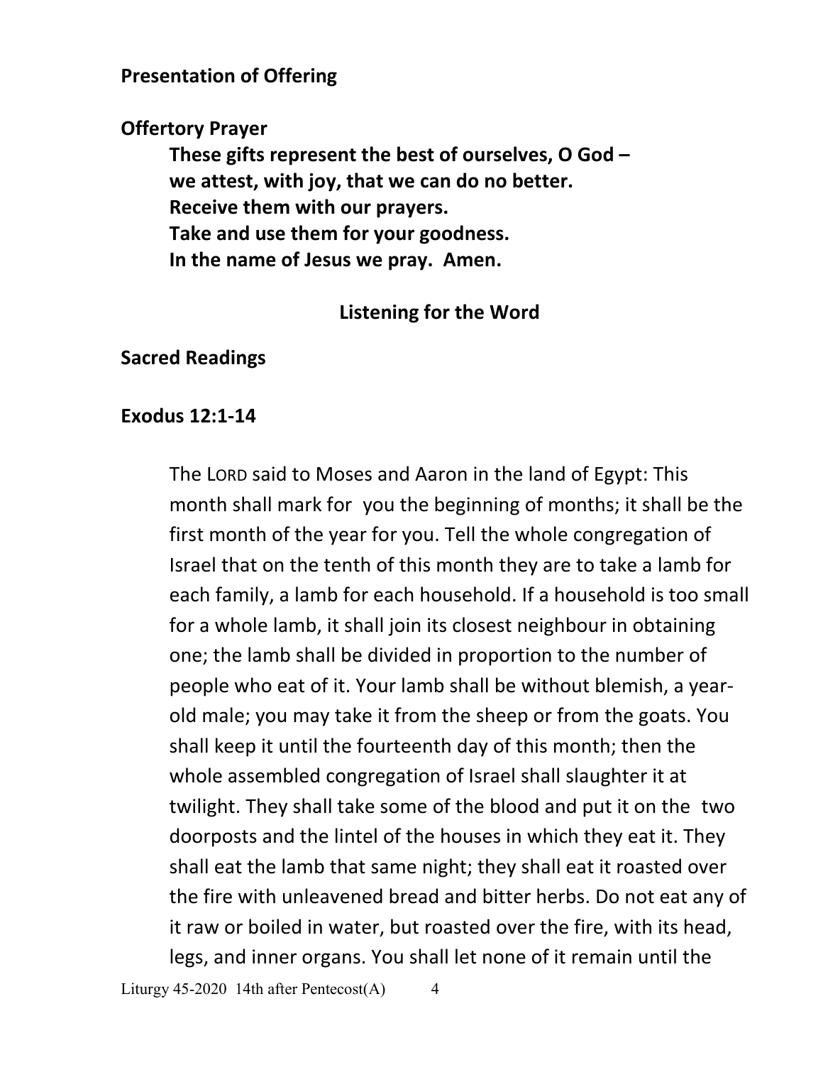**Presentation of Offering**

**Offertory Prayer**

**These gifts represent the best of ourselves, O God –**
**we attest, with joy, that we can do no better.**
**Receive them with our prayers.**
**Take and use them for your goodness.**
**In the name of Jesus we pray. Amen.**

## Listening for the Word

**Sacred Readings**

**Exodus 12:1-14**

The LORD said to Moses and Aaron in the land of Egypt: This month shall mark for you the beginning of months; it shall be the first month of the year for you. Tell the whole congregation of Israel that on the tenth of this month they are to take a lamb for each family, a lamb for each household. If a household is too small for a whole lamb, it shall join its closest neighbour in obtaining one; the lamb shall be divided in proportion to the number of people who eat of it. Your lamb shall be without blemish, a year-old male; you may take it from the sheep or from the goats. You shall keep it until the fourteenth day of this month; then the whole assembled congregation of Israel shall slaughter it at twilight. They shall take some of the blood and put it on the two doorposts and the lintel of the houses in which they eat it. They shall eat the lamb that same night; they shall eat it roasted over the fire with unleavened bread and bitter herbs. Do not eat any of it raw or boiled in water, but roasted over the fire, with its head, legs, and inner organs. You shall let none of it remain until the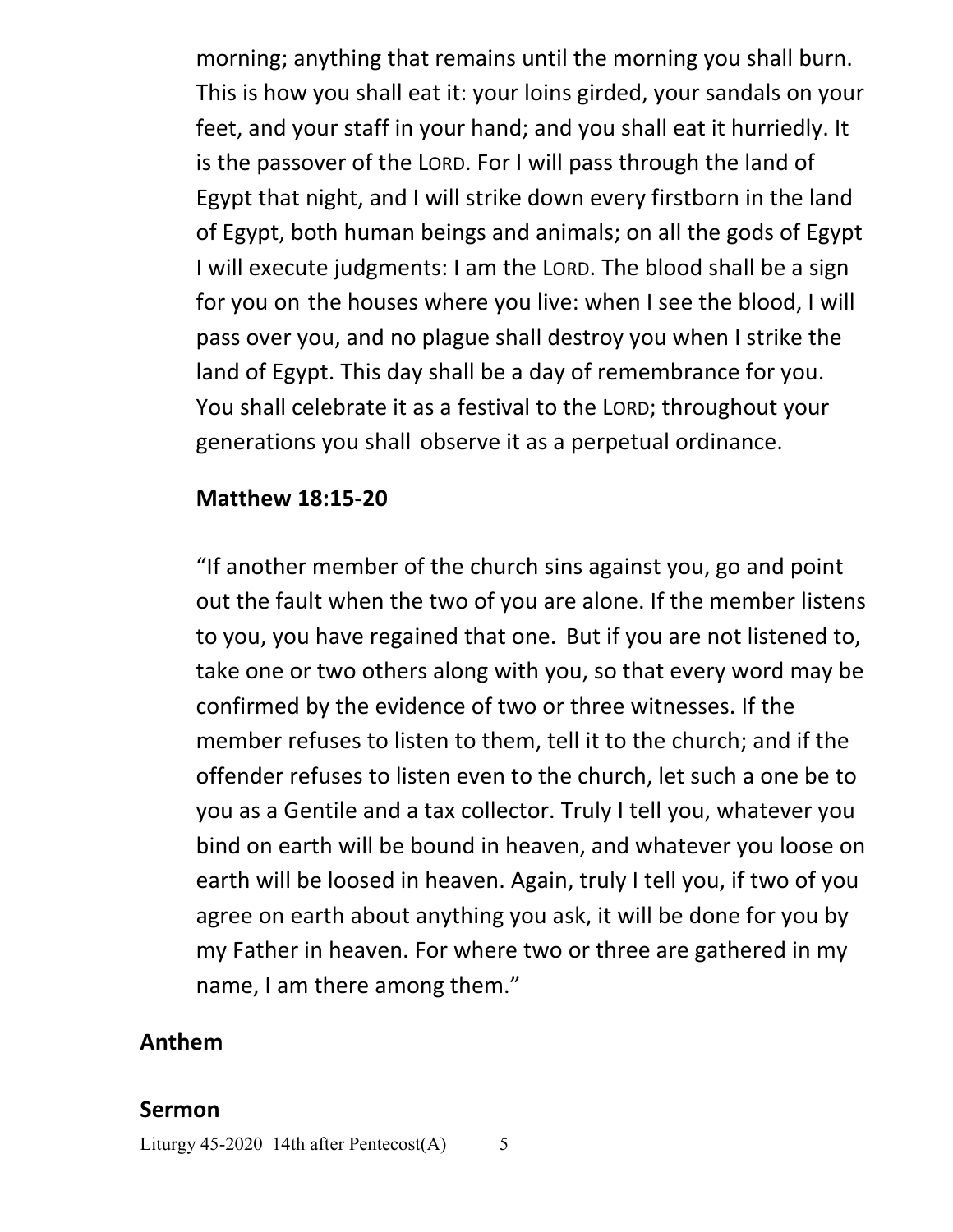morning; anything that remains until the morning you shall burn. This is how you shall eat it: your loins girded, your sandals on your feet, and your staff in your hand; and you shall eat it hurriedly. It is the passover of the LORD. For I will pass through the land of Egypt that night, and I will strike down every firstborn in the land of Egypt, both human beings and animals; on all the gods of Egypt I will execute judgments: I am the LORD. The blood shall be a sign for you on the houses where you live: when I see the blood, I will pass over you, and no plague shall destroy you when I strike the land of Egypt. This day shall be a day of remembrance for you. You shall celebrate it as a festival to the LORD; throughout your generations you shall observe it as a perpetual ordinance.

**Matthew 18:15-20**

"If another member of the church sins against you, go and point out the fault when the two of you are alone. If the member listens to you, you have regained that one. But if you are not listened to, take one or two others along with you, so that every word may be confirmed by the evidence of two or three witnesses. If the member refuses to listen to them, tell it to the church; and if the offender refuses to listen even to the church, let such a one be to you as a Gentile and a tax collector. Truly I tell you, whatever you bind on earth will be bound in heaven, and whatever you loose on earth will be loosed in heaven. Again, truly I tell you, if two of you agree on earth about anything you ask, it will be done for you by my Father in heaven. For where two or three are gathered in my name, I am there among them."

**Anthem**

**Sermon**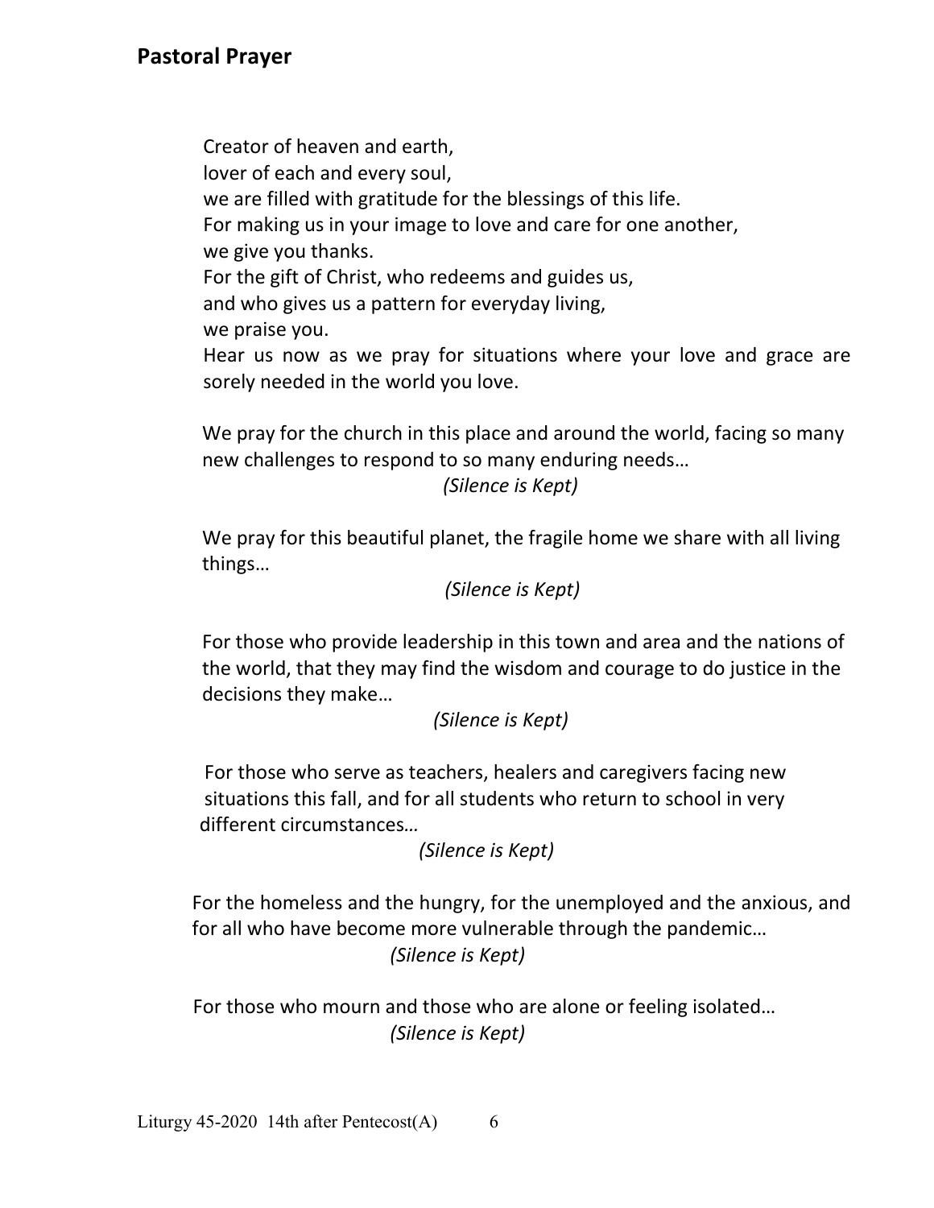## Pastoral Prayer

Creator of heaven and earth,
lover of each and every soul,
we are filled with gratitude for the blessings of this life.
For making us in your image to love and care for one another,
we give you thanks.
For the gift of Christ, who redeems and guides us,
and who gives us a pattern for everyday living,
we praise you.
Hear us now as we pray for situations where your love and grace are sorely needed in the world you love.

We pray for the church in this place and around the world, facing so many new challenges to respond to so many enduring needs…

*(Silence is Kept)*

We pray for this beautiful planet, the fragile home we share with all living things…

*(Silence is Kept)*

For those who provide leadership in this town and area and the nations of the world, that they may find the wisdom and courage to do justice in the decisions they make…

*(Silence is Kept)*

For those who serve as teachers, healers and caregivers facing new situations this fall, and for all students who return to school in very different circumstances…

*(Silence is Kept)*

For the homeless and the hungry, for the unemployed and the anxious, and for all who have become more vulnerable through the pandemic…

*(Silence is Kept)*

For those who mourn and those who are alone or feeling isolated…

*(Silence is Kept)*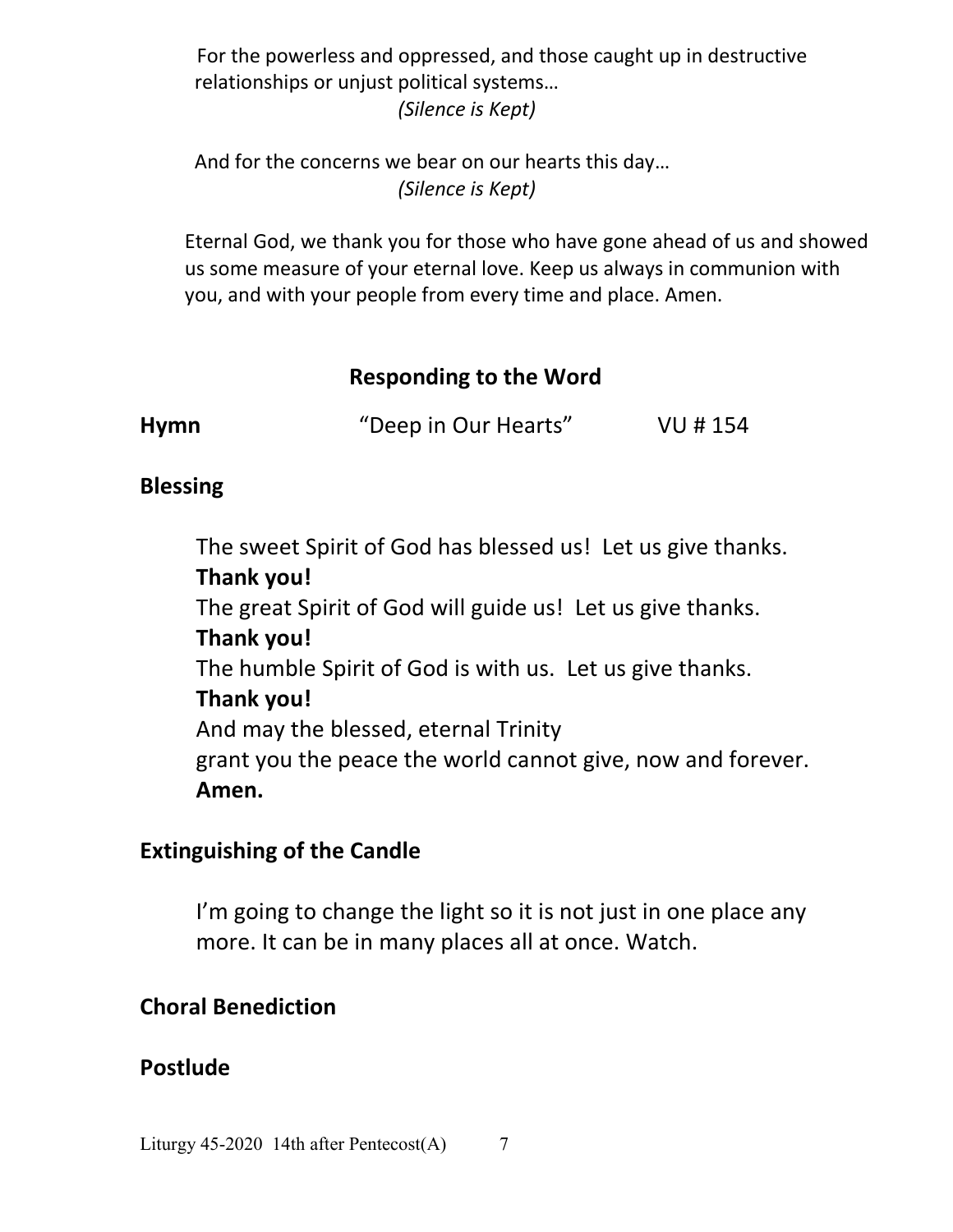For the powerless and oppressed, and those caught up in destructive relationships or unjust political systems…

*(Silence is Kept)*

And for the concerns we bear on our hearts this day…

*(Silence is Kept)*

Eternal God, we thank you for those who have gone ahead of us and showed us some measure of your eternal love. Keep us always in communion with you, and with your people from every time and place. Amen.

## Responding to the Word

**Hymn** "Deep in Our Hearts" VU # 154

**Blessing**

The sweet Spirit of God has blessed us! Let us give thanks.
**Thank you!**
The great Spirit of God will guide us! Let us give thanks.
**Thank you!**
The humble Spirit of God is with us. Let us give thanks.
**Thank you!**
And may the blessed, eternal Trinity
grant you the peace the world cannot give, now and forever.
**Amen.**

**Extinguishing of the Candle**

I'm going to change the light so it is not just in one place any more. It can be in many places all at once. Watch.

**Choral Benediction**

**Postlude**